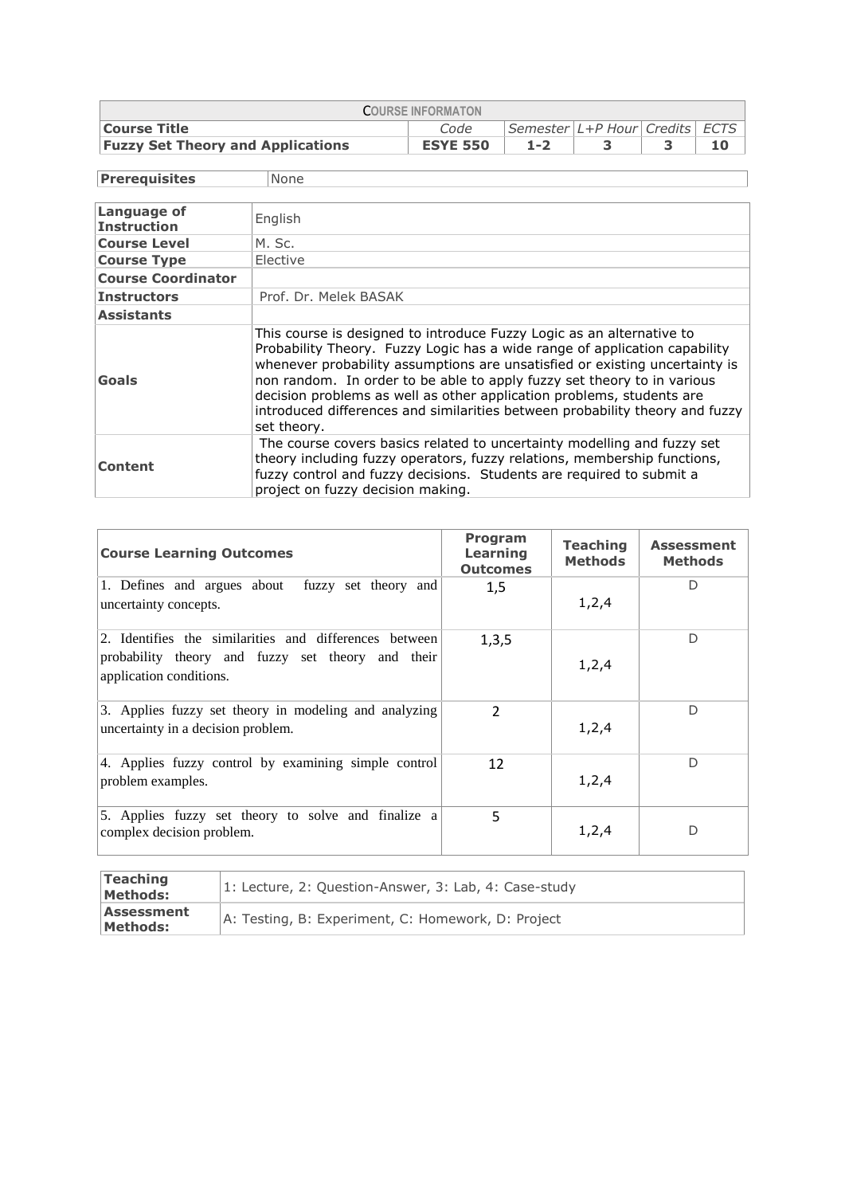| COURSE INFORMATON | | | | | |
|---|---|---|---|---|---|
| **Course Title** | *Code* | *Semester* | *L+P Hour* | *Credits* | *ECTS* |
| **Fuzzy Set Theory and Applications** | **ESYE 550** | **1-2** | **3** | **3** | **10** |

| **Prerequisites** | None |
|---|---|

| | |
|---|---|
| **Language of Instruction** | English |
| **Course Level** | M. Sc. |
| **Course Type** | Elective |
| **Course Coordinator** | |
| **Instructors** | Prof. Dr. Melek BASAK |
| **Assistants** | |
| **Goals** | This course is designed to introduce Fuzzy Logic as an alternative to Probability Theory. Fuzzy Logic has a wide range of application capability whenever probability assumptions are unsatisfied or existing uncertainty is non random. In order to be able to apply fuzzy set theory to in various decision problems as well as other application problems, students are introduced differences and similarities between probability theory and fuzzy set theory. |
| **Content** | The course covers basics related to uncertainty modelling and fuzzy set theory including fuzzy operators, fuzzy relations, membership functions, fuzzy control and fuzzy decisions. Students are required to submit a project on fuzzy decision making. |

| **Course Learning Outcomes** | **Program Learning Outcomes** | **Teaching Methods** | **Assessment Methods** |
|---|---|---|---|
| 1. Defines and argues about fuzzy set theory and uncertainty concepts. | 1,5 | 1,2,4 | D |
| 2. Identifies the similarities and differences between probability theory and fuzzy set theory and their application conditions. | 1,3,5 | 1,2,4 | D |
| 3. Applies fuzzy set theory in modeling and analyzing uncertainty in a decision problem. | 2 | 1,2,4 | D |
| 4. Applies fuzzy control by examining simple control problem examples. | 12 | 1,2,4 | D |
| 5. Applies fuzzy set theory to solve and finalize a complex decision problem. | 5 | 1,2,4 | D |

| | |
|---|---|
| **Teaching Methods:** | 1: Lecture, 2: Question-Answer, 3: Lab, 4: Case-study |
| **Assessment Methods:** | A: Testing, B: Experiment, C: Homework, D: Project |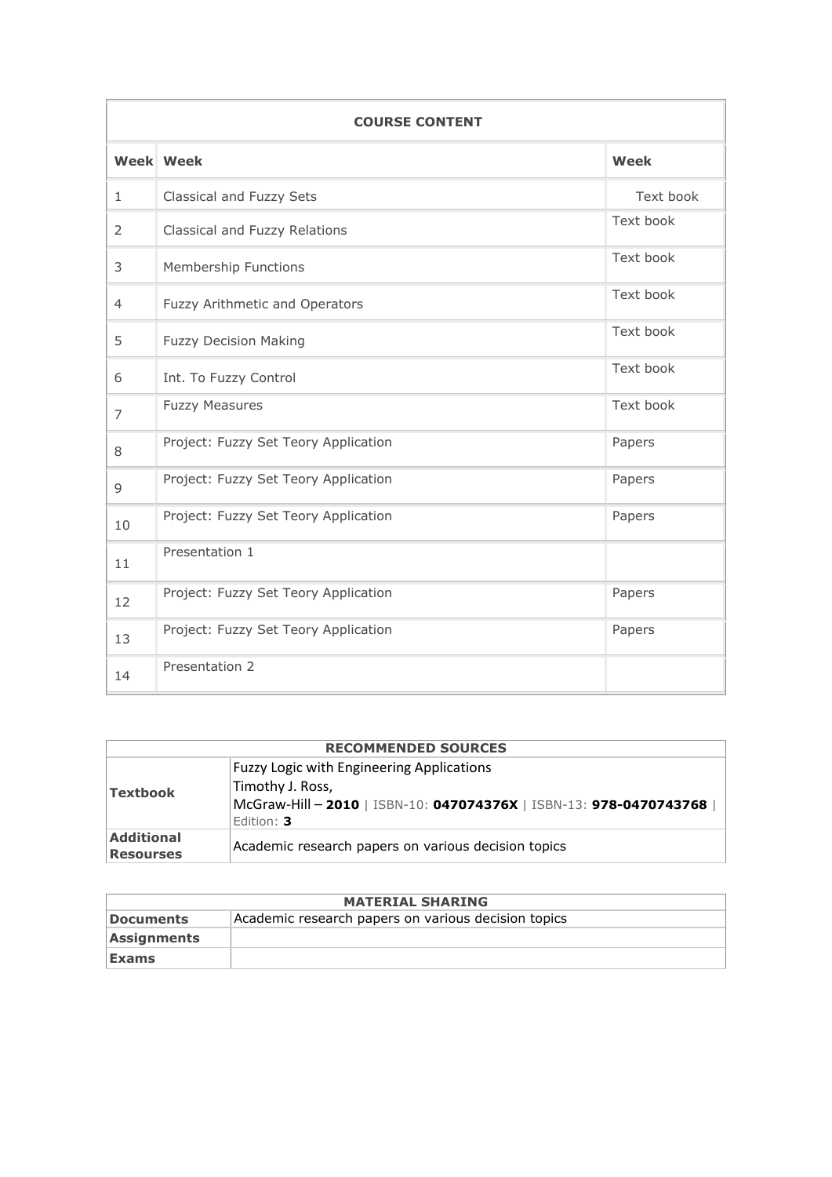| COURSE CONTENT | | |
|---|---|---|
| **Week** | **Week** | **Week** |
| 1 | Classical and Fuzzy Sets | Text book |
| 2 | Classical and Fuzzy Relations | Text book |
| 3 | Membership Functions | Text book |
| 4 | Fuzzy Arithmetic and Operators | Text book |
| 5 | Fuzzy Decision Making | Text book |
| 6 | Int. To Fuzzy Control | Text book |
| 7 | Fuzzy Measures | Text book |
| 8 | Project: Fuzzy Set Teory Application | Papers |
| 9 | Project: Fuzzy Set Teory Application | Papers |
| 10 | Project: Fuzzy Set Teory Application | Papers |
| 11 | Presentation 1 | |
| 12 | Project: Fuzzy Set Teory Application | Papers |
| 13 | Project: Fuzzy Set Teory Application | Papers |
| 14 | Presentation 2 | |

| RECOMMENDED SOURCES | |
|---|---|
| **Textbook** | Fuzzy Logic with Engineering Applications<br>Timothy J. Ross,<br>McGraw-Hill – **2010** \| ISBN-10: **047074376X** \| ISBN-13: **978-0470743768** \| Edition: **3** |
| **Additional Resourses** | Academic research papers on various decision topics |

| MATERIAL SHARING | |
|---|---|
| **Documents** | Academic research papers on various decision topics |
| **Assignments** | |
| **Exams** | |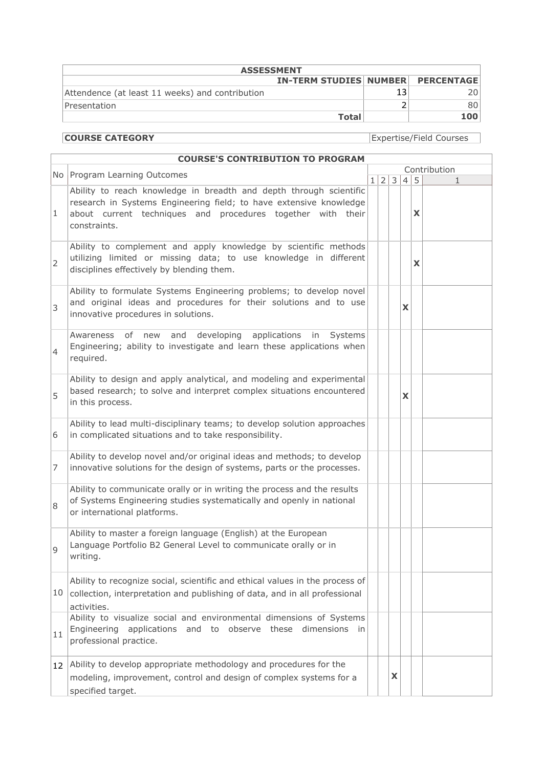| ASSESSMENT | | |
|---|---|---|
| IN-TERM STUDIES | NUMBER | PERCENTAGE |
| Attendence (at least 11 weeks) and contribution | 13 | 20 |
| Presentation | 2 | 80 |
| **Total** | | **100** |

| **COURSE CATEGORY** | Expertise/Field Courses |
|---|---|

| **COURSE'S CONTRIBUTION TO PROGRAM** | | | | | | | |
|---|---|---|---|---|---|---|---|
| No | Program Learning Outcomes | Contribution | | | | | |
| | | 1 | 2 | 3 | 4 | 5 | 1 |
| 1 | Ability to reach knowledge in breadth and depth through scientific research in Systems Engineering field; to have extensive knowledge about current techniques and procedures together with their constraints. | | | | | X | |
| 2 | Ability to complement and apply knowledge by scientific methods utilizing limited or missing data; to use knowledge in different disciplines effectively by blending them. | | | | | X | |
| 3 | Ability to formulate Systems Engineering problems; to develop novel and original ideas and procedures for their solutions and to use innovative procedures in solutions. | | | | X | | |
| 4 | Awareness of new and developing applications in Systems Engineering; ability to investigate and learn these applications when required. | | | | | | |
| 5 | Ability to design and apply analytical, and modeling and experimental based research; to solve and interpret complex situations encountered in this process. | | | | X | | |
| 6 | Ability to lead multi-disciplinary teams; to develop solution approaches in complicated situations and to take responsibility. | | | | | | |
| 7 | Ability to develop novel and/or original ideas and methods; to develop innovative solutions for the design of systems, parts or the processes. | | | | | | |
| 8 | Ability to communicate orally or in writing the process and the results of Systems Engineering studies systematically and openly in national or international platforms. | | | | | | |
| 9 | Ability to master a foreign language (English) at the European Language Portfolio B2 General Level to communicate orally or in writing. | | | | | | |
| 10 | Ability to recognize social, scientific and ethical values in the process of collection, interpretation and publishing of data, and in all professional activities. | | | | | | |
| 11 | Ability to visualize social and environmental dimensions of Systems Engineering applications and to observe these dimensions in professional practice. | | | | | | |
| 12 | Ability to develop appropriate methodology and procedures for the modeling, improvement, control and design of complex systems for a specified target. | | | X | | | |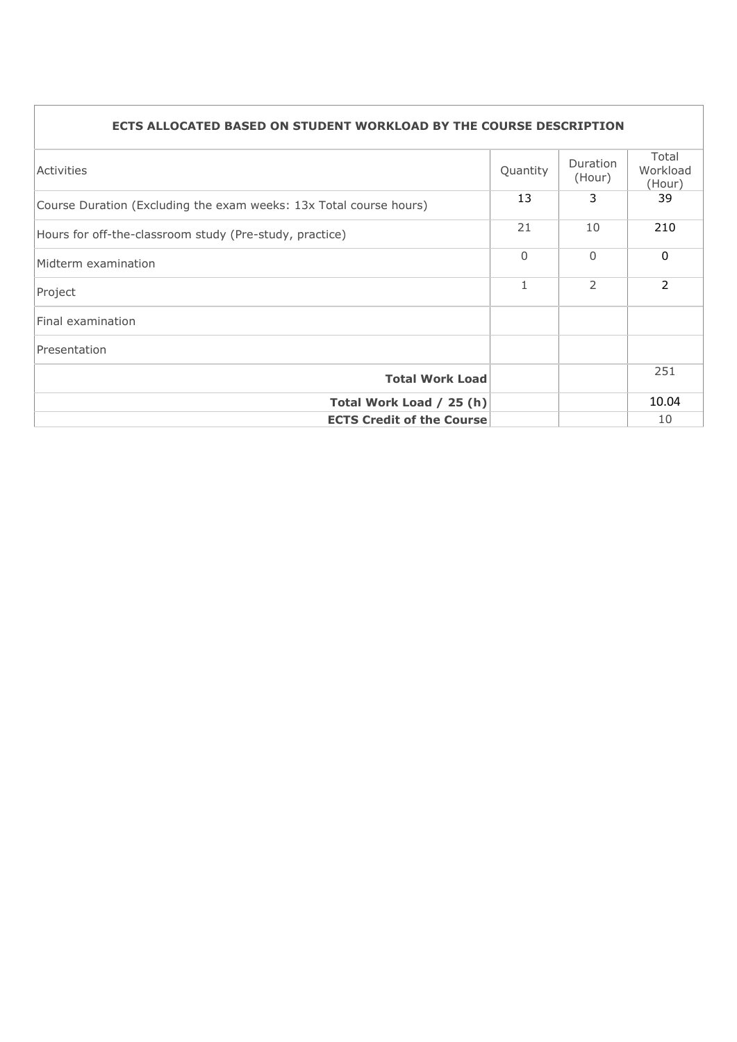**ECTS ALLOCATED BASED ON STUDENT WORKLOAD BY THE COURSE DESCRIPTION**

| Activities | Quantity | Duration (Hour) | Total Workload (Hour) |
|---|---|---|---|
| Course Duration (Excluding the exam weeks: 13x Total course hours) | 13 | 3 | 39 |
| Hours for off-the-classroom study (Pre-study, practice) | 21 | 10 | 210 |
| Midterm examination | 0 | 0 | 0 |
| Project | 1 | 2 | 2 |
| Final examination | | | |
| Presentation | | | |
| **Total Work Load** | | | 251 |
| **Total Work Load / 25 (h)** | | | 10.04 |
| **ECTS Credit of the Course** | | | 10 |